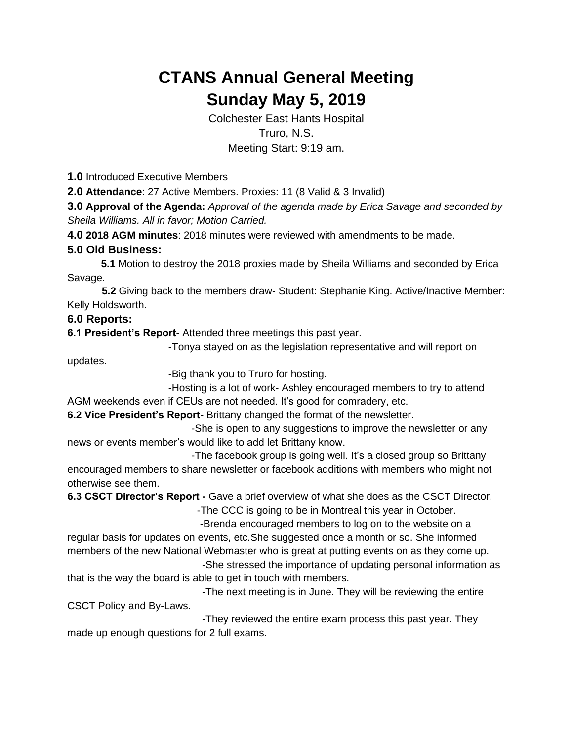# CTANS Annual General Meeting
# Sunday May 5, 2019

Colchester East Hants Hospital
Truro, N.S.
Meeting Start: 9:19 am.

**1.0** Introduced Executive Members

**2.0 Attendance**: 27 Active Members. Proxies: 11 (8 Valid & 3 Invalid)

**3.0 Approval of the Agenda:** *Approval of the agenda made by Erica Savage and seconded by Sheila Williams. All in favor; Motion Carried.*

**4.0 2018 AGM minutes**: 2018 minutes were reviewed with amendments to be made.

### 5.0 Old Business:

**5.1** Motion to destroy the 2018 proxies made by Sheila Williams and seconded by Erica Savage.

**5.2** Giving back to the members draw- Student: Stephanie King. Active/Inactive Member: Kelly Holdsworth.

### 6.0 Reports:

**6.1 President's Report-** Attended three meetings this past year.

-Tonya stayed on as the legislation representative and will report on updates.

-Big thank you to Truro for hosting.

-Hosting is a lot of work- Ashley encouraged members to try to attend AGM weekends even if CEUs are not needed. It's good for comradery, etc.

**6.2 Vice President's Report-** Brittany changed the format of the newsletter.

-She is open to any suggestions to improve the newsletter or any news or events member's would like to add let Brittany know.

-The facebook group is going well. It's a closed group so Brittany encouraged members to share newsletter or facebook additions with members who might not otherwise see them.

**6.3 CSCT Director's Report -** Gave a brief overview of what she does as the CSCT Director.

-The CCC is going to be in Montreal this year in October.

-Brenda encouraged members to log on to the website on a regular basis for updates on events, etc.She suggested once a month or so. She informed members of the new National Webmaster who is great at putting events on as they come up.

-She stressed the importance of updating personal information as that is the way the board is able to get in touch with members.

-The next meeting is in June. They will be reviewing the entire CSCT Policy and By-Laws.

-They reviewed the entire exam process this past year. They made up enough questions for 2 full exams.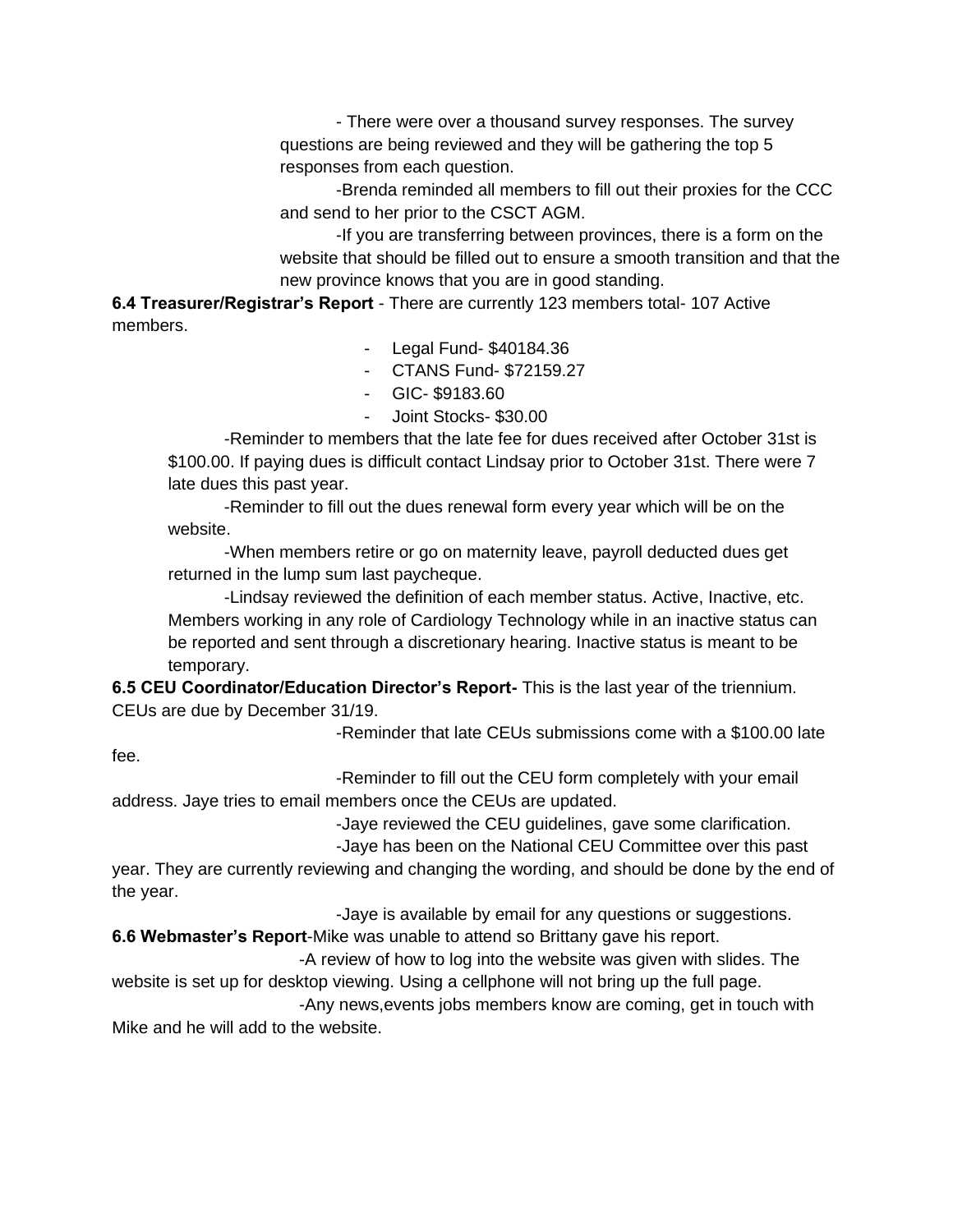- There were over a thousand survey responses. The survey questions are being reviewed and they will be gathering the top 5 responses from each question.

-Brenda reminded all members to fill out their proxies for the CCC and send to her prior to the CSCT AGM.

-If you are transferring between provinces, there is a form on the website that should be filled out to ensure a smooth transition and that the new province knows that you are in good standing.

**6.4 Treasurer/Registrar's Report** - There are currently 123 members total- 107 Active members.

- Legal Fund- $40184.36
- CTANS Fund- $72159.27
- GIC- $9183.60
- Joint Stocks- $30.00

-Reminder to members that the late fee for dues received after October 31st is $100.00. If paying dues is difficult contact Lindsay prior to October 31st. There were 7 late dues this past year.

-Reminder to fill out the dues renewal form every year which will be on the website.

-When members retire or go on maternity leave, payroll deducted dues get returned in the lump sum last paycheque.

-Lindsay reviewed the definition of each member status. Active, Inactive, etc. Members working in any role of Cardiology Technology while in an inactive status can be reported and sent through a discretionary hearing. Inactive status is meant to be temporary.

**6.5 CEU Coordinator/Education Director's Report-** This is the last year of the triennium. CEUs are due by December 31/19.

-Reminder that late CEUs submissions come with a $100.00 late fee.

-Reminder to fill out the CEU form completely with your email address. Jaye tries to email members once the CEUs are updated.

-Jaye reviewed the CEU guidelines, gave some clarification.

-Jaye has been on the National CEU Committee over this past year. They are currently reviewing and changing the wording, and should be done by the end of the year.

-Jaye is available by email for any questions or suggestions.

**6.6 Webmaster's Report**-Mike was unable to attend so Brittany gave his report.

-A review of how to log into the website was given with slides. The website is set up for desktop viewing. Using a cellphone will not bring up the full page.

-Any news,events jobs members know are coming, get in touch with Mike and he will add to the website.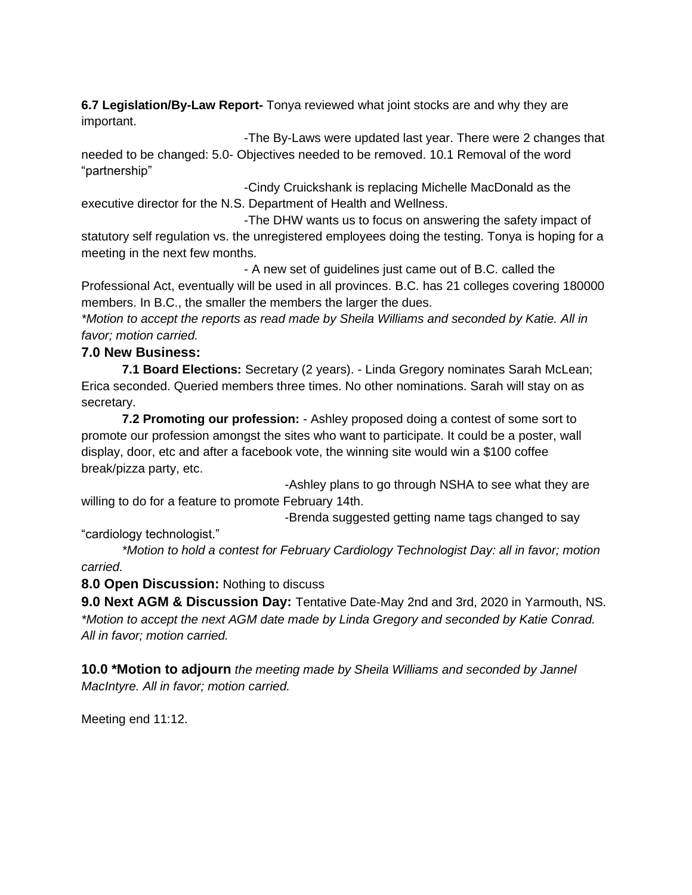**6.7 Legislation/By-Law Report-** Tonya reviewed what joint stocks are and why they are important.

-The By-Laws were updated last year. There were 2 changes that needed to be changed: 5.0- Objectives needed to be removed. 10.1 Removal of the word "partnership"

-Cindy Cruickshank is replacing Michelle MacDonald as the executive director for the N.S. Department of Health and Wellness.

-The DHW wants us to focus on answering the safety impact of statutory self regulation vs. the unregistered employees doing the testing. Tonya is hoping for a meeting in the next few months.

- A new set of guidelines just came out of B.C. called the Professional Act, eventually will be used in all provinces. B.C. has 21 colleges covering 180000 members. In B.C., the smaller the members the larger the dues.

*\*Motion to accept the reports as read made by Sheila Williams and seconded by Katie. All in favor; motion carried.*

### 7.0 New Business:

**7.1 Board Elections:** Secretary (2 years). - Linda Gregory nominates Sarah McLean; Erica seconded. Queried members three times. No other nominations. Sarah will stay on as secretary.

**7.2 Promoting our profession:** - Ashley proposed doing a contest of some sort to promote our profession amongst the sites who want to participate. It could be a poster, wall display, door, etc and after a facebook vote, the winning site would win a $100 coffee break/pizza party, etc.

-Ashley plans to go through NSHA to see what they are willing to do for a feature to promote February 14th.

-Brenda suggested getting name tags changed to say "cardiology technologist."

*\*Motion to hold a contest for February Cardiology Technologist Day: all in favor; motion carried.*

**8.0 Open Discussion:** Nothing to discuss

**9.0 Next AGM & Discussion Day:** Tentative Date-May 2nd and 3rd, 2020 in Yarmouth, NS.
*\*Motion to accept the next AGM date made by Linda Gregory and seconded by Katie Conrad. All in favor; motion carried.*

**10.0 \*Motion to adjourn** *the meeting made by Sheila Williams and seconded by Jannel MacIntyre. All in favor; motion carried.*

Meeting end 11:12.